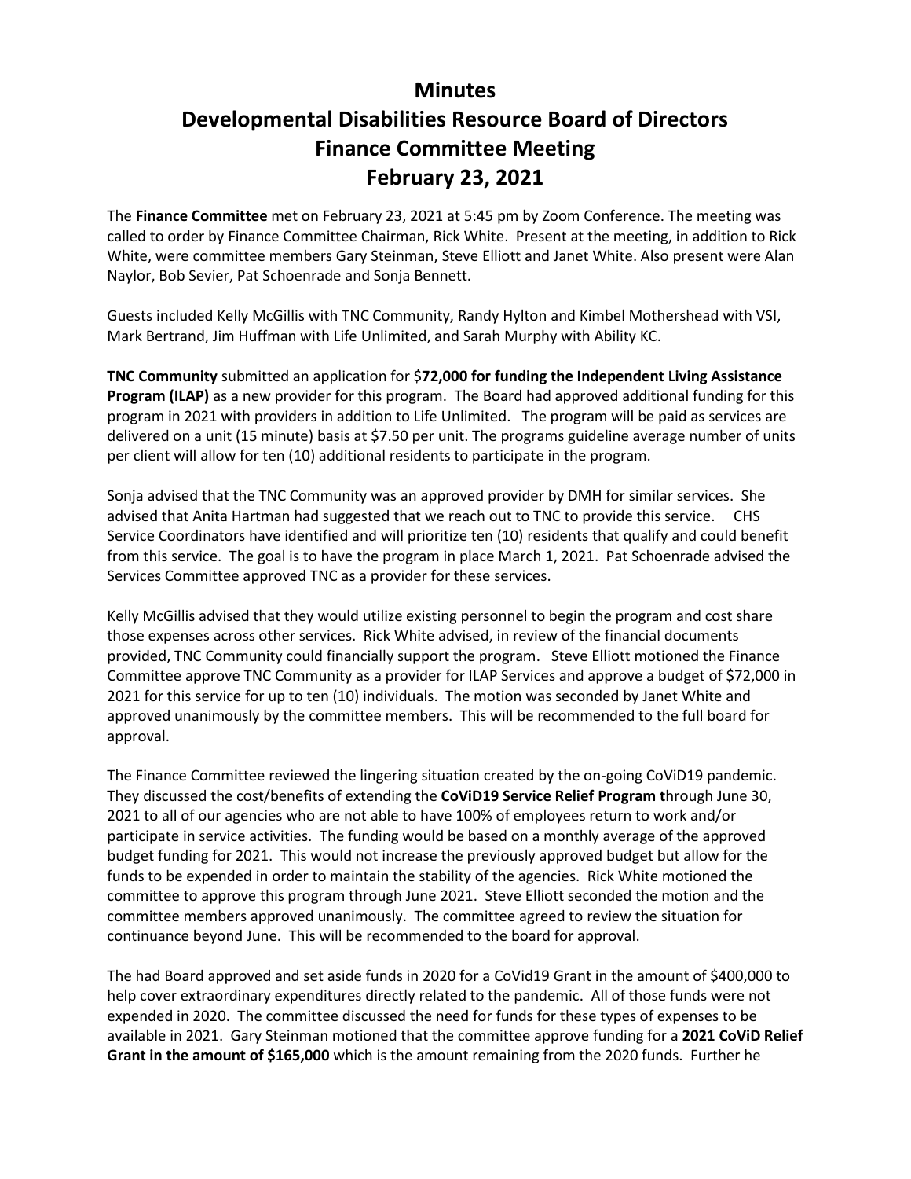# Minutes
# Developmental Disabilities Resource Board of Directors
# Finance Committee Meeting
# February 23, 2021

The **Finance Committee** met on February 23, 2021 at 5:45 pm by Zoom Conference. The meeting was called to order by Finance Committee Chairman, Rick White. Present at the meeting, in addition to Rick White, were committee members Gary Steinman, Steve Elliott and Janet White. Also present were Alan Naylor, Bob Sevier, Pat Schoenrade and Sonja Bennett.

Guests included Kelly McGillis with TNC Community, Randy Hylton and Kimbel Mothershead with VSI, Mark Bertrand, Jim Huffman with Life Unlimited, and Sarah Murphy with Ability KC.

**TNC Community** submitted an application for $**72,000 for funding the Independent Living Assistance Program (ILAP)** as a new provider for this program. The Board had approved additional funding for this program in 2021 with providers in addition to Life Unlimited. The program will be paid as services are delivered on a unit (15 minute) basis at $7.50 per unit. The programs guideline average number of units per client will allow for ten (10) additional residents to participate in the program.

Sonja advised that the TNC Community was an approved provider by DMH for similar services. She advised that Anita Hartman had suggested that we reach out to TNC to provide this service. CHS Service Coordinators have identified and will prioritize ten (10) residents that qualify and could benefit from this service. The goal is to have the program in place March 1, 2021. Pat Schoenrade advised the Services Committee approved TNC as a provider for these services.

Kelly McGillis advised that they would utilize existing personnel to begin the program and cost share those expenses across other services. Rick White advised, in review of the financial documents provided, TNC Community could financially support the program. Steve Elliott motioned the Finance Committee approve TNC Community as a provider for ILAP Services and approve a budget of $72,000 in 2021 for this service for up to ten (10) individuals. The motion was seconded by Janet White and approved unanimously by the committee members. This will be recommended to the full board for approval.

The Finance Committee reviewed the lingering situation created by the on-going CoViD19 pandemic. They discussed the cost/benefits of extending the **CoViD19 Service Relief Program t**hrough June 30, 2021 to all of our agencies who are not able to have 100% of employees return to work and/or participate in service activities. The funding would be based on a monthly average of the approved budget funding for 2021. This would not increase the previously approved budget but allow for the funds to be expended in order to maintain the stability of the agencies. Rick White motioned the committee to approve this program through June 2021. Steve Elliott seconded the motion and the committee members approved unanimously. The committee agreed to review the situation for continuance beyond June. This will be recommended to the board for approval.

The had Board approved and set aside funds in 2020 for a CoVid19 Grant in the amount of $400,000 to help cover extraordinary expenditures directly related to the pandemic. All of those funds were not expended in 2020. The committee discussed the need for funds for these types of expenses to be available in 2021. Gary Steinman motioned that the committee approve funding for a **2021 CoViD Relief Grant in the amount of $165,000** which is the amount remaining from the 2020 funds. Further he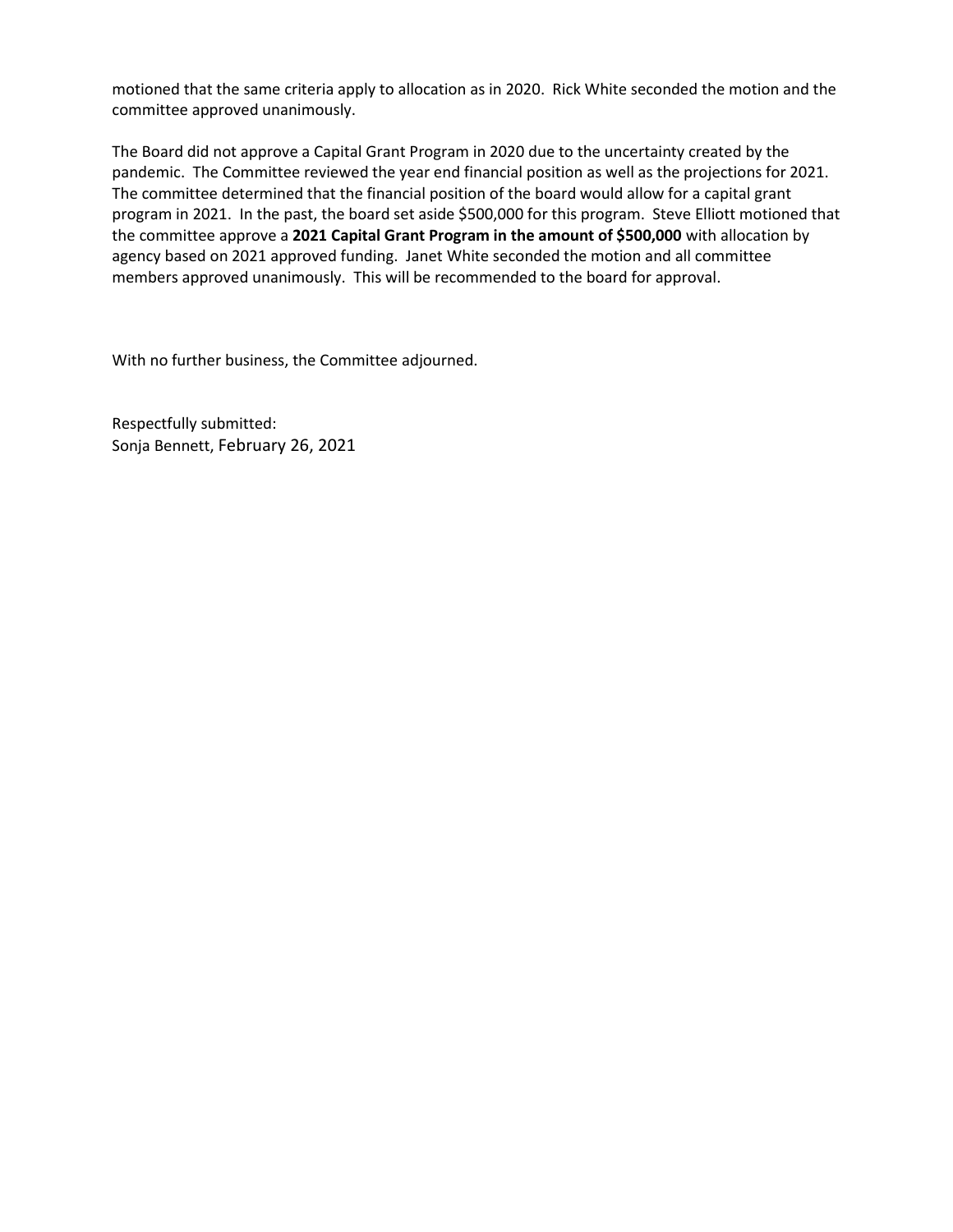motioned that the same criteria apply to allocation as in 2020. Rick White seconded the motion and the committee approved unanimously.

The Board did not approve a Capital Grant Program in 2020 due to the uncertainty created by the pandemic. The Committee reviewed the year end financial position as well as the projections for 2021. The committee determined that the financial position of the board would allow for a capital grant program in 2021. In the past, the board set aside $500,000 for this program. Steve Elliott motioned that the committee approve a **2021 Capital Grant Program in the amount of $500,000** with allocation by agency based on 2021 approved funding. Janet White seconded the motion and all committee members approved unanimously. This will be recommended to the board for approval.

With no further business, the Committee adjourned.

Respectfully submitted:
Sonja Bennett, February 26, 2021